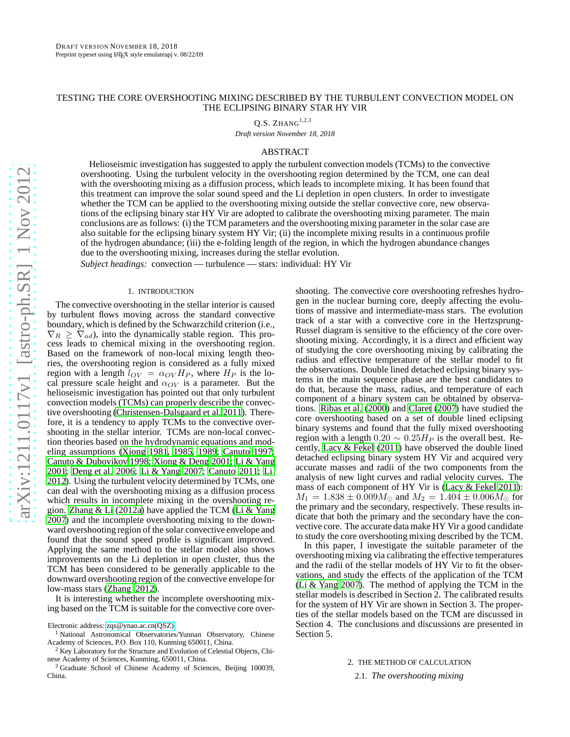# TESTING THE CORE OVERSHOOTING MIXING DESCRIBED BY THE TURBULENT CONVECTION MODEL ON THE ECLIPSING BINARY STAR HY VIR

Q.S. ZHANG[1,2,3]

*Draft version November 18, 2018*

## ABSTRACT

Helioseismic investigation has suggested to apply the turbulent convection models (TCMs) to the convective overshooting. Using the turbulent velocity in the overshooting region determined by the TCM, one can deal with the overshooting mixing as a diffusion process, which leads to incomplete mixing. It has been found that this treatment can improve the solar sound speed and the Li depletion in open clusters. In order to investigate whether the TCM can be applied to the overshooting mixing outside the stellar convective core, new observations of the eclipsing binary star HY Vir are adopted to calibrate the overshooting mixing parameter. The main conclusions are as follows: (i) the TCM parameters and the overshooting mixing parameter in the solar case are also suitable for the eclipsing binary system HY Vir; (ii) the incomplete mixing results in a continuous profile of the hydrogen abundance; (iii) the e-folding length of the region, in which the hydrogen abundance changes due to the overshooting mixing, increases during the stellar evolution.

*Subject headings:* convection — turbulence — stars: individual: HY Vir

## 1. INTRODUCTION

The convective overshooting in the stellar interior is caused by turbulent flows moving across the standard convective boundary, which is defined by the Schwarzchild criterion (i.e., $\nabla_R \geq \nabla_{ad}$), into the dynamically stable region. This process leads to chemical mixing in the overshooting region. Based on the framework of non-local mixing length theories, the overshooting region is considered as a fully mixed region with a length $l_{OV} = \alpha_{OV} H_P$, where $H_P$ is the local pressure scale height and $\alpha_{OV}$ is a parameter. But the helioseismic investigation has pointed out that only turbulent convection models (TCMs) can properly describe the convective overshooting (Christensen-Dalsgaard et al. 2011). Therefore, it is a tendency to apply TCMs to the convective overshooting in the stellar interior. TCMs are non-local convection theories based on the hydrodynamic equations and modeling assumptions (Xiong 1981, 1985, 1989; Canuto 1997; Canuto & Dubovikov 1998; Xiong & Deng 2001; Li & Yang 2001; Deng et al. 2006; Li & Yang 2007; Canuto 2011; Li 2012). Using the turbulent velocity determined by TCMs, one can deal with the overshooting mixing as a diffusion process which results in incomplete mixing in the overshooting region. Zhang & Li (2012a) have applied the TCM (Li & Yang 2007) and the incomplete overshooting mixing to the downward overshooting region of the solar convective envelope and found that the sound speed profile is significant improved. Applying the same method to the stellar model also shows improvements on the Li depletion in open cluster, thus the TCM has been considered to be generally applicable to the downward overshooting region of the convective envelope for low-mass stars (Zhang 2012).

It is interesting whether the incomplete overshooting mixing based on the TCM is suitable for the convective core overshooting. The convective core overshooting refreshes hydrogen in the nuclear burning core, deeply affecting the evolutions of massive and intermediate-mass stars. The evolution track of a star with a convective core in the Hertzsprung-Russel diagram is sensitive to the efficiency of the core overshooting mixing. Accordingly, it is a direct and efficient way of studying the core overshooting mixing by calibrating the radius and effective temperature of the stellar model to fit the observations. Double lined detached eclipsing binary systems in the main sequence phase are the best candidates to do that, because the mass, radius, and temperature of each component of a binary system can be obtained by observations. Ribas et al. (2000) and Claret (2007) have studied the core overshooting based on a set of double lined eclipsing binary systems and found that the fully mixed overshooting region with a length $0.20 \sim 0.25 H_P$ is the overall best. Recently, Lacy & Fekel (2011) have observed the double lined detached eclipsing binary system HY Vir and acquired very accurate masses and radii of the two components from the analysis of new light curves and radial velocity curves. The mass of each component of HY Vir is (Lacy & Fekel 2011): $M_1 = 1.838 \pm 0.009 M_{\odot}$ and $M_2 = 1.404 \pm 0.006 M_{\odot}$ for the primary and the secondary, respectively. These results indicate that both the primary and the secondary have the convective core. The accurate data make HY Vir a good candidate to study the core overshooting mixing described by the TCM.

In this paper, I investigate the suitable parameter of the overshooting mixing via calibrating the effective temperatures and the radii of the stellar models of HY Vir to fit the observations, and study the effects of the application of the TCM (Li & Yang 2007). The method of applying the TCM in the stellar models is described in Section 2. The calibrated results for the system of HY Vir are shown in Section 3. The properties of the stellar models based on the TCM are discussed in Section 4. The conclusions and discussions are presented in Section 5.

## 2. THE METHOD OF CALCULATION

### 2.1. *The overshooting mixing*

---

Electronic address: zqs@ynao.ac.cn(QSZ)

[1] National Astronomical Observatories/Yunnan Observatory, Chinese Academy of Sciences, P.O. Box 110, Kunming 650011, China.

[2] Key Laboratory for the Structure and Evolution of Celestial Objects, Chinese Academy of Sciences, Kunming, 650011, China.

[3] Graduate School of Chinese Academy of Sciences, Beijing 100039, China.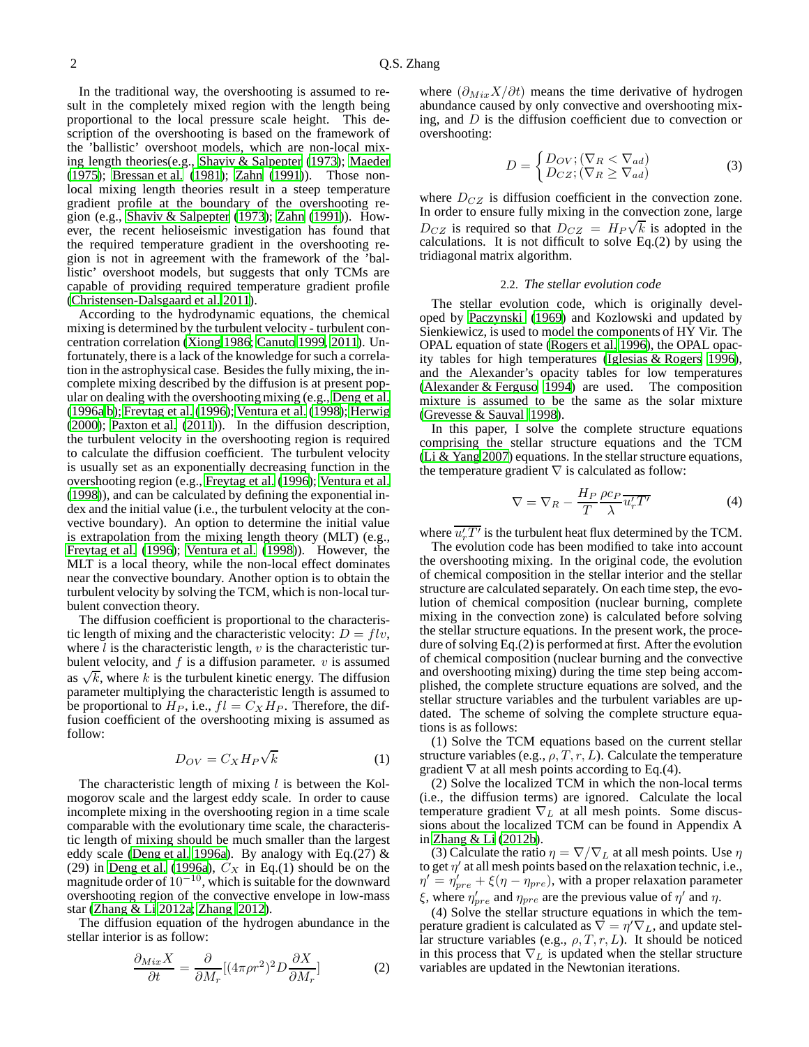In the traditional way, the overshooting is assumed to result in the completely mixed region with the length being proportional to the local pressure scale height. This description of the overshooting is based on the framework of the 'ballistic' overshoot models, which are non-local mixing length theories(e.g., Shaviv & Salpepter (1973); Maeder (1975); Bressan et al. (1981); Zahn (1991)). Those non-local mixing length theories result in a steep temperature gradient profile at the boundary of the overshooting region (e.g., Shaviv & Salpepter (1973); Zahn (1991)). However, the recent helioseismic investigation has found that the required temperature gradient in the overshooting region is not in agreement with the framework of the 'ballistic' overshoot models, but suggests that only TCMs are capable of providing required temperature gradient profile (Christensen-Dalsgaard et al. 2011).

According to the hydrodynamic equations, the chemical mixing is determined by the turbulent velocity - turbulent concentration correlation (Xiong 1986; Canuto 1999, 2011). Unfortunately, there is a lack of the knowledge for such a correlation in the astrophysical case. Besides the fully mixing, the incomplete mixing described by the diffusion is at present popular on dealing with the overshooting mixing (e.g., Deng et al. (1996a,b); Freytag et al. (1996); Ventura et al. (1998); Herwig (2000); Paxton et al. (2011)). In the diffusion description, the turbulent velocity in the overshooting region is required to calculate the diffusion coefficient. The turbulent velocity is usually set as an exponentially decreasing function in the overshooting region (e.g., Freytag et al. (1996); Ventura et al. (1998)), and can be calculated by defining the exponential index and the initial value (i.e., the turbulent velocity at the convective boundary). An option to determine the initial value is extrapolation from the mixing length theory (MLT) (e.g., Freytag et al. (1996); Ventura et al. (1998)). However, the MLT is a local theory, while the non-local effect dominates near the convective boundary. Another option is to obtain the turbulent velocity by solving the TCM, which is non-local turbulent convection theory.

The diffusion coefficient is proportional to the characteristic length of mixing and the characteristic velocity: $D = flv$, where $l$ is the characteristic length, $v$ is the characteristic turbulent velocity, and $f$ is a diffusion parameter. $v$ is assumed as $\sqrt{k}$, where $k$ is the turbulent kinetic energy. The diffusion parameter multiplying the characteristic length is assumed to be proportional to $H_P$, i.e., $fl = C_X H_P$. Therefore, the diffusion coefficient of the overshooting mixing is assumed as follow:

$$D_{OV} = C_X H_P \sqrt{k} \tag{1}$$

The characteristic length of mixing $l$ is between the Kolmogorov scale and the largest eddy scale. In order to cause incomplete mixing in the overshooting region in a time scale comparable with the evolutionary time scale, the characteristic length of mixing should be much smaller than the largest eddy scale (Deng et al. 1996a). By analogy with Eq.(27) & (29) in Deng et al. (1996a), $C_X$ in Eq.(1) should be on the magnitude order of $10^{-10}$, which is suitable for the downward overshooting region of the convective envelope in low-mass star (Zhang & Li 2012a; Zhang 2012).

The diffusion equation of the hydrogen abundance in the stellar interior is as follow:

$$\frac{\partial_{Mix} X}{\partial t} = \frac{\partial}{\partial M_r}[(4\pi\rho r^2)^2 D \frac{\partial X}{\partial M_r}] \tag{2}$$

where $(\partial_{Mix} X/\partial t)$ means the time derivative of hydrogen abundance caused by only convective and overshooting mixing, and $D$ is the diffusion coefficient due to convection or overshooting:

$$D = \begin{cases} D_{OV}; (\nabla_R < \nabla_{ad}) \\ D_{CZ}; (\nabla_R \geq \nabla_{ad}) \end{cases} \tag{3}$$

where $D_{CZ}$ is diffusion coefficient in the convection zone. In order to ensure fully mixing in the convection zone, large $D_{CZ}$ is required so that $D_{CZ} = H_P \sqrt{k}$ is adopted in the calculations. It is not difficult to solve Eq.(2) by using the tridiagonal matrix algorithm.

### 2.2. *The stellar evolution code*

The stellar evolution code, which is originally developed by Paczynski (1969) and Kozlowski and updated by Sienkiewicz, is used to model the components of HY Vir. The OPAL equation of state (Rogers et al. 1996), the OPAL opacity tables for high temperatures (Iglesias & Rogers 1996), and the Alexander's opacity tables for low temperatures (Alexander & Ferguso 1994) are used. The composition mixture is assumed to be the same as the solar mixture (Grevesse & Sauval 1998).

In this paper, I solve the complete structure equations comprising the stellar structure equations and the TCM (Li & Yang 2007) equations. In the stellar structure equations, the temperature gradient $\nabla$ is calculated as follow:

$$\nabla = \nabla_R - \frac{H_P}{T}\frac{\rho c_P}{\lambda}\overline{u_r' T'} \tag{4}$$

where $\overline{u_r' T'}$ is the turbulent heat flux determined by the TCM.

The evolution code has been modified to take into account the overshooting mixing. In the original code, the evolution of chemical composition in the stellar interior and the stellar structure are calculated separately. On each time step, the evolution of chemical composition (nuclear burning, complete mixing in the convection zone) is calculated before solving the stellar structure equations. In the present work, the procedure of solving Eq.(2) is performed at first. After the evolution of chemical composition (nuclear burning and the convective and overshooting mixing) during the time step being accomplished, the complete structure equations are solved, and the stellar structure variables and the turbulent variables are updated. The scheme of solving the complete structure equations is as follows:

(1) Solve the TCM equations based on the current stellar structure variables (e.g., $\rho, T, r, L$). Calculate the temperature gradient $\nabla$ at all mesh points according to Eq.(4).

(2) Solve the localized TCM in which the non-local terms (i.e., the diffusion terms) are ignored. Calculate the local temperature gradient $\nabla_L$ at all mesh points. Some discussions about the localized TCM can be found in Appendix A in Zhang & Li (2012b).

(3) Calculate the ratio $\eta = \nabla/\nabla_L$ at all mesh points. Use $\eta$ to get $\eta'$ at all mesh points based on the relaxation technic, i.e., $\eta' = \eta'_{pre} + \xi(\eta - \eta_{pre})$, with a proper relaxation parameter $\xi$, where $\eta'_{pre}$ and $\eta_{pre}$ are the previous value of $\eta'$ and $\eta$.

(4) Solve the stellar structure equations in which the temperature gradient is calculated as $\nabla = \eta' \nabla_L$, and update stellar structure variables (e.g., $\rho, T, r, L$). It should be noticed in this process that $\nabla_L$ is updated when the stellar structure variables are updated in the Newtonian iterations.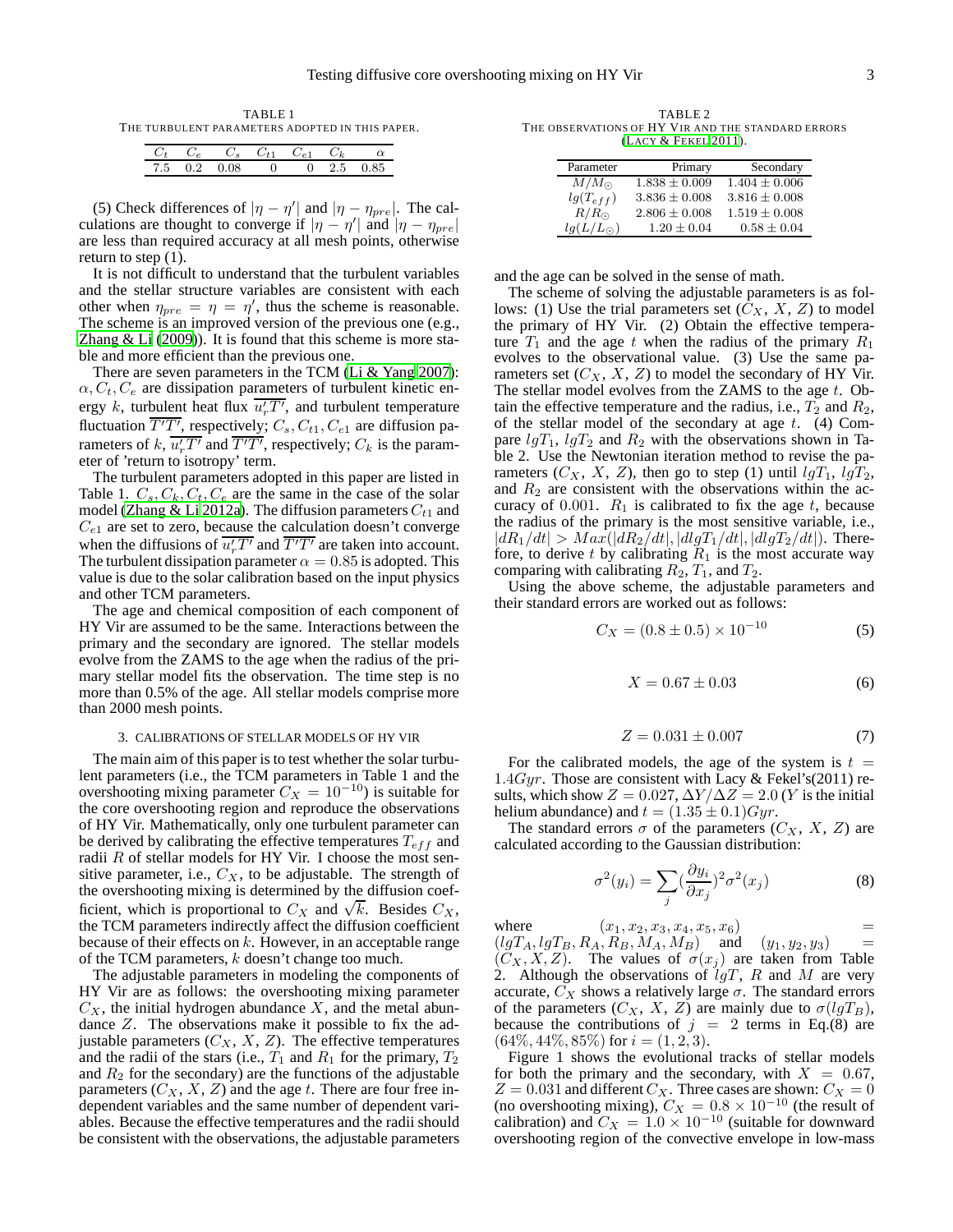TABLE 1
THE TURBULENT PARAMETERS ADOPTED IN THIS PAPER.

| $C_t$ | $C_e$ | $C_s$ | $C_{t1}$ | $C_{e1}$ | $C_k$ | $\alpha$ |
|---|---|---|---|---|---|---|
| 7.5 | 0.2 | 0.08 | 0 | 0 | 2.5 | 0.85 |

(5) Check differences of $|\eta - \eta'|$ and $|\eta - \eta_{pre}|$. The calculations are thought to converge if $|\eta - \eta'|$ and $|\eta - \eta_{pre}|$ are less than required accuracy at all mesh points, otherwise return to step (1).

It is not difficult to understand that the turbulent variables and the stellar structure variables are consistent with each other when $\eta_{pre} = \eta = \eta'$, thus the scheme is reasonable. The scheme is an improved version of the previous one (e.g., Zhang & Li (2009)). It is found that this scheme is more stable and more efficient than the previous one.

There are seven parameters in the TCM (Li & Yang 2007): $\alpha, C_t, C_e$ are dissipation parameters of turbulent kinetic energy $k$, turbulent heat flux $\overline{u_r'T'}$, and turbulent temperature fluctuation $\overline{T'T'}$, respectively; $C_s, C_{t1}, C_{e1}$ are diffusion parameters of $k$, $\overline{u_r'T'}$ and $\overline{T'T'}$, respectively; $C_k$ is the parameter of 'return to isotropy' term.

The turbulent parameters adopted in this paper are listed in Table 1. $C_s, C_k, C_t, C_e$ are the same in the case of the solar model (Zhang & Li 2012a). The diffusion parameters $C_{t1}$ and $C_{e1}$ are set to zero, because the calculation doesn't converge when the diffusions of $\overline{u_r'T'}$ and $\overline{T'T'}$ are taken into account. The turbulent dissipation parameter $\alpha = 0.85$ is adopted. This value is due to the solar calibration based on the input physics and other TCM parameters.

The age and chemical composition of each component of HY Vir are assumed to be the same. Interactions between the primary and the secondary are ignored. The stellar models evolve from the ZAMS to the age when the radius of the primary stellar model fits the observation. The time step is no more than 0.5% of the age. All stellar models comprise more than 2000 mesh points.

## 3. CALIBRATIONS OF STELLAR MODELS OF HY VIR

The main aim of this paper is to test whether the solar turbulent parameters (i.e., the TCM parameters in Table 1 and the overshooting mixing parameter $C_X = 10^{-10}$) is suitable for the core overshooting region and reproduce the observations of HY Vir. Mathematically, only one turbulent parameter can be derived by calibrating the effective temperatures $T_{eff}$ and radii $R$ of stellar models for HY Vir. I choose the most sensitive parameter, i.e., $C_X$, to be adjustable. The strength of the overshooting mixing is determined by the diffusion coefficient, which is proportional to $C_X$ and $\sqrt{k}$. Besides $C_X$, the TCM parameters indirectly affect the diffusion coefficient because of their effects on $k$. However, in an acceptable range of the TCM parameters, $k$ doesn't change too much.

The adjustable parameters in modeling the components of HY Vir are as follows: the overshooting mixing parameter $C_X$, the initial hydrogen abundance $X$, and the metal abundance $Z$. The observations make it possible to fix the adjustable parameters ($C_X$, $X$, $Z$). The effective temperatures and the radii of the stars (i.e., $T_1$ and $R_1$ for the primary, $T_2$ and $R_2$ for the secondary) are the functions of the adjustable parameters ($C_X$, $X$, $Z$) and the age $t$. There are four free independent variables and the same number of dependent variables. Because the effective temperatures and the radii should be consistent with the observations, the adjustable parameters and the age can be solved in the sense of math.

TABLE 2
THE OBSERVATIONS OF HY VIR AND THE STANDARD ERRORS (LACY & FEKEL 2011).

| Parameter | Primary | Secondary |
|---|---|---|
| $M/M_\odot$ | $1.838 \pm 0.009$ | $1.404 \pm 0.006$ |
| $lg(T_{eff})$ | $3.836 \pm 0.008$ | $3.816 \pm 0.008$ |
| $R/R_\odot$ | $2.806 \pm 0.008$ | $1.519 \pm 0.008$ |
| $lg(L/L_\odot)$ | $1.20 \pm 0.04$ | $0.58 \pm 0.04$ |

The scheme of solving the adjustable parameters is as follows: (1) Use the trial parameters set ($C_X$, $X$, $Z$) to model the primary of HY Vir. (2) Obtain the effective temperature $T_1$ and the age $t$ when the radius of the primary $R_1$ evolves to the observational value. (3) Use the same parameters set ($C_X$, $X$, $Z$) to model the secondary of HY Vir. The stellar model evolves from the ZAMS to the age $t$. Obtain the effective temperature and the radius, i.e., $T_2$ and $R_2$, of the stellar model of the secondary at age $t$. (4) Compare $lgT_1$, $lgT_2$ and $R_2$ with the observations shown in Table 2. Use the Newtonian iteration method to revise the parameters ($C_X$, $X$, $Z$), then go to step (1) until $lgT_1$, $lgT_2$, and $R_2$ are consistent with the observations within the accuracy of 0.001. $R_1$ is calibrated to fix the age $t$, because the radius of the primary is the most sensitive variable, i.e., $|dR_1/dt| > Max(|dR_2/dt|, |dlgT_1/dt|, |dlgT_2/dt|)$. Therefore, to derive $t$ by calibrating $R_1$ is the most accurate way comparing with calibrating $R_2$, $T_1$, and $T_2$.

Using the above scheme, the adjustable parameters and their standard errors are worked out as follows:

$$C_X = (0.8 \pm 0.5) \times 10^{-10} \tag{5}$$

$$X = 0.67 \pm 0.03 \tag{6}$$

$$Z = 0.031 \pm 0.007 \tag{7}$$

For the calibrated models, the age of the system is $t = 1.4Gyr$. Those are consistent with Lacy & Fekel's(2011) results, which show $Z = 0.027$, $\Delta Y/\Delta Z = 2.0$ ($Y$ is the initial helium abundance) and $t = (1.35 \pm 0.1)Gyr$.

The standard errors $\sigma$ of the parameters ($C_X$, $X$, $Z$) are calculated according to the Gaussian distribution:

$$\sigma^2(y_i) = \sum_j (\frac{\partial y_i}{\partial x_j})^2 \sigma^2(x_j) \tag{8}$$

where $(x_1, x_2, x_3, x_4, x_5, x_6) = (lgT_A, lgT_B, R_A, R_B, M_A, M_B)$ and $(y_1, y_2, y_3) = (C_X, X, Z)$. The values of $\sigma(x_j)$ are taken from Table 2. Although the observations of $lgT$, $R$ and $M$ are very accurate, $C_X$ shows a relatively large $\sigma$. The standard errors of the parameters ($C_X$, $X$, $Z$) are mainly due to $\sigma(lgT_B)$, because the contributions of $j = 2$ terms in Eq.(8) are $(64\%, 44\%, 85\%)$ for $i = (1, 2, 3)$.

Figure 1 shows the evolutional tracks of stellar models for both the primary and the secondary, with $X = 0.67$, $Z = 0.031$ and different $C_X$. Three cases are shown: $C_X = 0$ (no overshooting mixing), $C_X = 0.8 \times 10^{-10}$ (the result of calibration) and $C_X = 1.0 \times 10^{-10}$ (suitable for downward overshooting region of the convective envelope in low-mass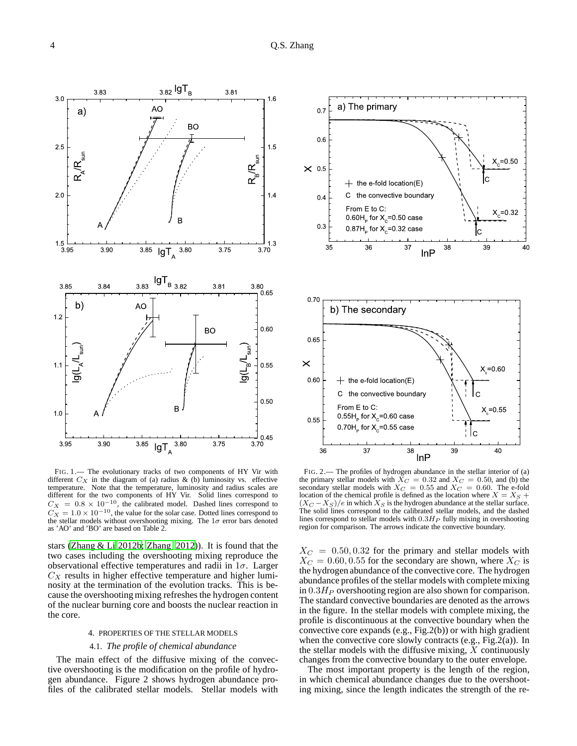FIG. 1.— The evolutionary tracks of two components of HY Vir with different $C_X$ in the diagram of (a) radius & (b) luminosity vs. effective temperature. Note that the temperature, luminosity and radius scales are different for the two components of HY Vir. Solid lines correspond to $C_X = 0.8 \times 10^{-10}$, the calibrated model. Dashed lines correspond to $C_X = 1.0 \times 10^{-10}$, the value for the solar case. Dotted lines correspond to the stellar models without overshooting mixing. The $1\sigma$ error bars denoted as 'AO' and 'BO' are based on Table 2.

FIG. 2.— The profiles of hydrogen abundance in the stellar interior of (a) the primary stellar models with $X_C = 0.32$ and $X_C = 0.50$, and (b) the secondary stellar models with $X_C = 0.55$ and $X_C = 0.60$. The e-fold location of the chemical profile is defined as the location where $X = X_S + (X_C - X_S)/e$ in which $X_S$ is the hydrogen abundance at the stellar surface. The solid lines correspond to the calibrated stellar models, and the dashed lines correspond to stellar models with $0.3H_P$ fully mixing in overshooting region for comparison. The arrows indicate the convective boundary.

stars (Zhang & Li 2012b; Zhang 2012)). It is found that the two cases including the overshooting mixing reproduce the observational effective temperatures and radii in $1\sigma$. Larger $C_X$ results in higher effective temperature and higher luminosity at the termination of the evolution tracks. This is because the overshooting mixing refreshes the hydrogen content of the nuclear burning core and boosts the nuclear reaction in the core.

## 4. PROPERTIES OF THE STELLAR MODELS

### 4.1. *The profile of chemical abundance*

The main effect of the diffusive mixing of the convective overshooting is the modification on the profile of hydrogen abundance. Figure 2 shows hydrogen abundance profiles of the calibrated stellar models. Stellar models with $X_C = 0.50, 0.32$ for the primary and stellar models with $X_C = 0.60, 0.55$ for the secondary are shown, where $X_C$ is the hydrogen abundance of the convective core. The hydrogen abundance profiles of the stellar models with complete mixing in $0.3H_P$ overshooting region are also shown for comparison. The standard convective boundaries are denoted as the arrows in the figure. In the stellar models with complete mixing, the profile is discontinuous at the convective boundary when the convective core expands (e.g., Fig.2(b)) or with high gradient when the convective core slowly contracts (e.g., Fig.2(a)). In the stellar models with the diffusive mixing, $X$ continuously changes from the convective boundary to the outer envelope.

The most important property is the length of the region, in which chemical abundance changes due to the overshooting mixing, since the length indicates the strength of the re-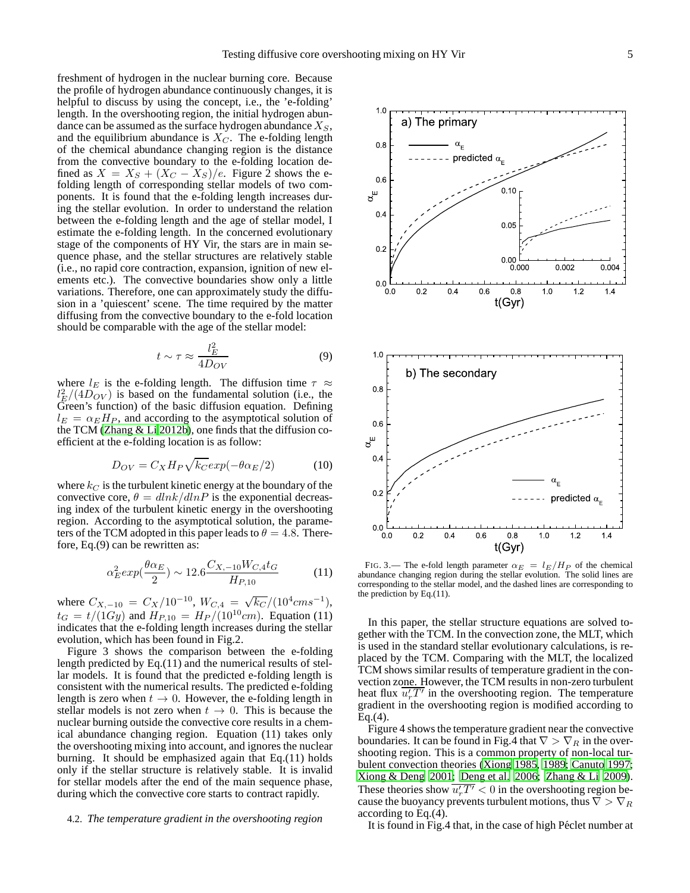freshment of hydrogen in the nuclear burning core. Because the profile of hydrogen abundance continuously changes, it is helpful to discuss by using the concept, i.e., the 'e-folding' length. In the overshooting region, the initial hydrogen abundance can be assumed as the surface hydrogen abundance $X_S$, and the equilibrium abundance is $X_C$. The e-folding length of the chemical abundance changing region is the distance from the convective boundary to the e-folding location defined as $X = X_S + (X_C - X_S)/e$. Figure 2 shows the e-folding length of corresponding stellar models of two components. It is found that the e-folding length increases during the stellar evolution. In order to understand the relation between the e-folding length and the age of stellar model, I estimate the e-folding length. In the concerned evolutionary stage of the components of HY Vir, the stars are in main sequence phase, and the stellar structures are relatively stable (i.e., no rapid core contraction, expansion, ignition of new elements etc.). The convective boundaries show only a little variations. Therefore, one can approximately study the diffusion in a 'quiescent' scene. The time required by the matter diffusing from the convective boundary to the e-fold location should be comparable with the age of the stellar model:

$$t \sim \tau \approx \frac{l_E^2}{4D_{OV}} \tag{9}$$

where $l_E$ is the e-folding length. The diffusion time $\tau \approx l_E^2/(4D_{OV})$ is based on the fundamental solution (i.e., the Green's function) of the basic diffusion equation. Defining $l_E = \alpha_E H_P$, and according to the asymptotical solution of the TCM (Zhang & Li 2012b), one finds that the diffusion coefficient at the e-folding location is as follow:

$$D_{OV} = C_X H_P \sqrt{k_C} exp(-\theta\alpha_E/2) \tag{10}$$

where $k_C$ is the turbulent kinetic energy at the boundary of the convective core, $\theta = dlnk/dlnP$ is the exponential decreasing index of the turbulent kinetic energy in the overshooting region. According to the asymptotical solution, the parameters of the TCM adopted in this paper leads to $\theta = 4.8$. Therefore, Eq.(9) can be rewritten as:

$$\alpha_E^2 exp(\frac{\theta\alpha_E}{2}) \sim 12.6\frac{C_{X,-10} W_{C,4} t_G}{H_{P,10}} \tag{11}$$

where $C_{X,-10} = C_X/10^{-10}$, $W_{C,4} = \sqrt{k_C}/(10^4 cms^{-1})$, $t_G = t/(1Gy)$ and $H_{P,10} = H_P/(10^{10}cm)$. Equation (11) indicates that the e-folding length increases during the stellar evolution, which has been found in Fig.2.

Figure 3 shows the comparison between the e-folding length predicted by Eq.(11) and the numerical results of stellar models. It is found that the predicted e-folding length is consistent with the numerical results. The predicted e-folding length is zero when $t \to 0$. However, the e-folding length in stellar models is not zero when $t \to 0$. This is because the nuclear burning outside the convective core results in a chemical abundance changing region. Equation (11) takes only the overshooting mixing into account, and ignores the nuclear burning. It should be emphasized again that Eq.(11) holds only if the stellar structure is relatively stable. It is invalid for stellar models after the end of the main sequence phase, during which the convective core starts to contract rapidly.

FIG. 3.— The e-fold length parameter $\alpha_E = l_E/H_P$ of the chemical abundance changing region during the stellar evolution. The solid lines are corresponding to the stellar model, and the dashed lines are corresponding to the prediction by Eq.(11).

### 4.2. *The temperature gradient in the overshooting region*

In this paper, the stellar structure equations are solved together with the TCM. In the convection zone, the MLT, which is used in the standard stellar evolutionary calculations, is replaced by the TCM. Comparing with the MLT, the localized TCM shows similar results of temperature gradient in the convection zone. However, the TCM results in non-zero turbulent heat flux $\overline{u_r' T'}$ in the overshooting region. The temperature gradient in the overshooting region is modified according to Eq.(4).

Figure 4 shows the temperature gradient near the convective boundaries. It can be found in Fig.4 that $\nabla > \nabla_R$ in the overshooting region. This is a common property of non-local turbulent convection theories (Xiong 1985, 1989; Canuto 1997; Xiong & Deng 2001; Deng et al. 2006; Zhang & Li 2009). These theories show $\overline{u_r' T'} < 0$ in the overshooting region because the buoyancy prevents turbulent motions, thus $\nabla > \nabla_R$ according to Eq.(4).

It is found in Fig.4 that, in the case of high Péclet number at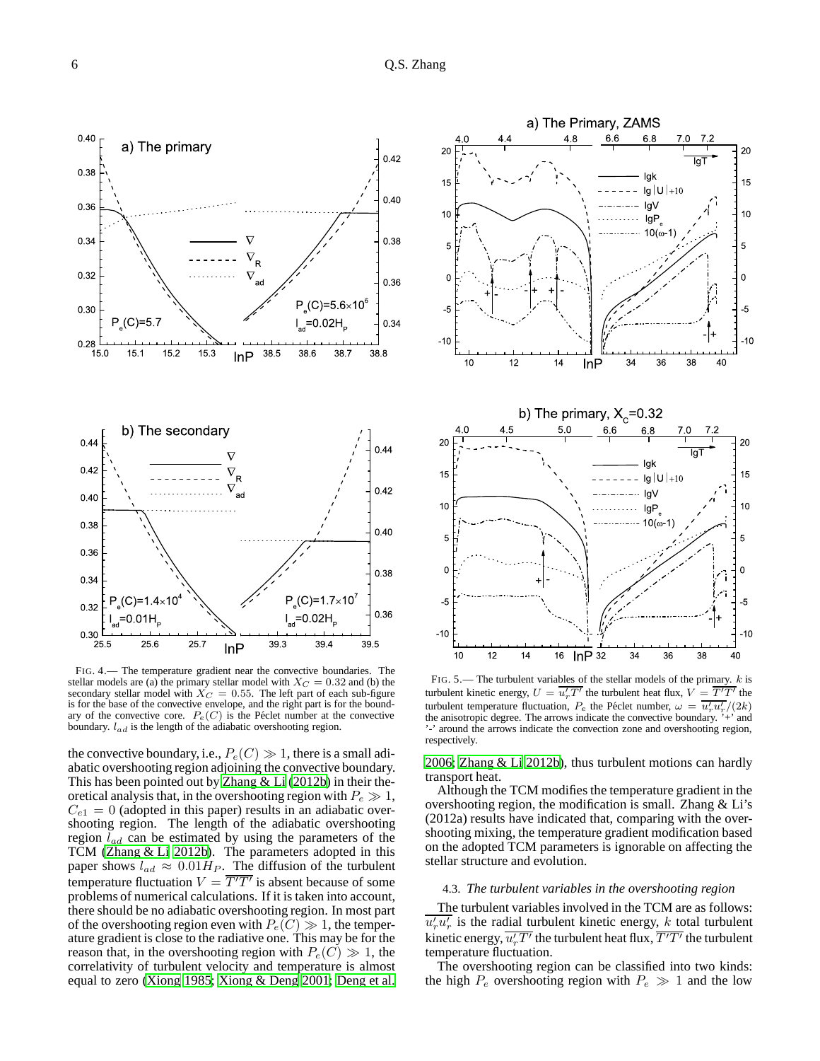FIG. 4.— The temperature gradient near the convective boundaries. The stellar models are (a) the primary stellar model with $X_C = 0.32$ and (b) the secondary stellar model with $X_C = 0.55$. The left part of each sub-figure is for the base of the convective envelope, and the right part is for the boundary of the convective core. $P_e(C)$ is the Péclet number at the convective boundary. $l_{ad}$ is the length of the adiabatic overshooting region.

FIG. 5.— The turbulent variables of the stellar models of the primary. $k$ is turbulent kinetic energy, $U = \overline{u_r' T'}$ the turbulent heat flux, $V = \overline{T'T'}$ the turbulent temperature fluctuation, $P_e$ the Péclet number, $\omega = \overline{u_r' u_r'}/(2k)$ the anisotropic degree. The arrows indicate the convective boundary. '+' and '-' around the arrows indicate the convection zone and overshooting region, respectively.

the convective boundary, i.e., $P_e(C) \gg 1$, there is a small adiabatic overshooting region adjoining the convective boundary. This has been pointed out by Zhang & Li (2012b) in their theoretical analysis that, in the overshooting region with $P_e \gg 1$, $C_{e1} = 0$ (adopted in this paper) results in an adiabatic overshooting region. The length of the adiabatic overshooting region $l_{ad}$ can be estimated by using the parameters of the TCM (Zhang & Li 2012b). The parameters adopted in this paper shows $l_{ad} \approx 0.01 H_P$. The diffusion of the turbulent temperature fluctuation $V = \overline{T'T'}$ is absent because of some problems of numerical calculations. If it is taken into account, there should be no adiabatic overshooting region. In most part of the overshooting region even with $P_e(C) \gg 1$, the temperature gradient is close to the radiative one. This may be for the reason that, in the overshooting region with $P_e(C) \gg 1$, the correlativity of turbulent velocity and temperature is almost equal to zero (Xiong 1985; Xiong & Deng 2001; Deng et al. 2006; Zhang & Li 2012b), thus turbulent motions can hardly transport heat.

Although the TCM modifies the temperature gradient in the overshooting region, the modification is small. Zhang & Li's (2012a) results have indicated that, comparing with the overshooting mixing, the temperature gradient modification based on the adopted TCM parameters is ignorable on affecting the stellar structure and evolution.

### 4.3. *The turbulent variables in the overshooting region*

The turbulent variables involved in the TCM are as follows: $\overline{u_r' u_r'}$ is the radial turbulent kinetic energy, $k$ total turbulent kinetic energy, $\overline{u_r' T'}$ the turbulent heat flux, $\overline{T'T'}$ the turbulent temperature fluctuation.

The overshooting region can be classified into two kinds: the high $P_e$ overshooting region with $P_e \gg 1$ and the low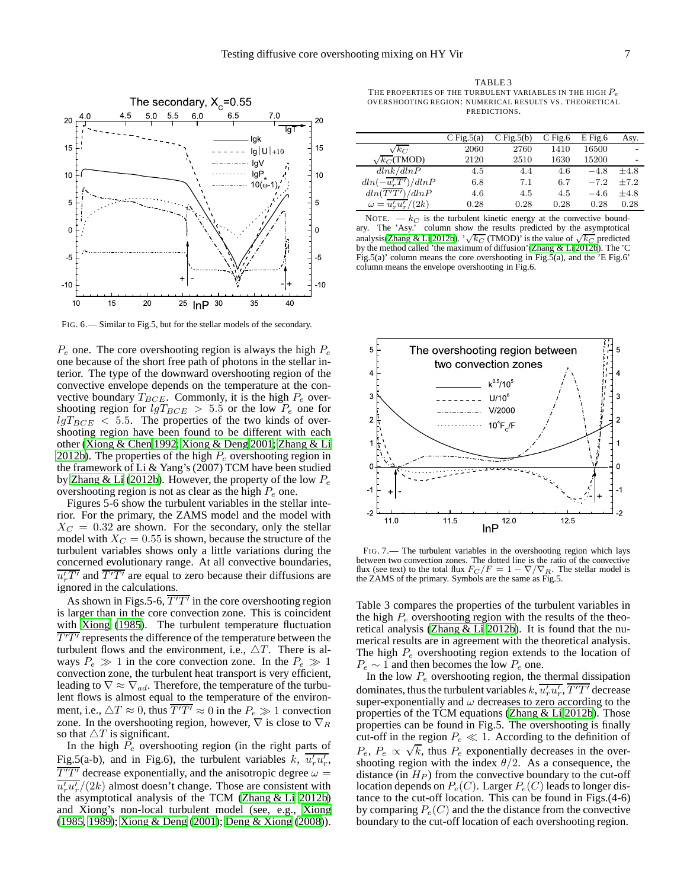FIG. 6.— Similar to Fig.5, but for the stellar models of the secondary.

$P_e$ one. The core overshooting region is always the high $P_e$ one because of the short free path of photons in the stellar interior. The type of the downward overshooting region of the convective envelope depends on the temperature at the convective boundary $T_{BCE}$. Commonly, it is the high $P_e$ overshooting region for $lgT_{BCE} > 5.5$ or the low $P_e$ one for $lgT_{BCE} < 5.5$. The properties of the two kinds of overshooting region have been found to be different with each other (Xiong & Chen 1992; Xiong & Deng 2001; Zhang & Li 2012b). The properties of the high $P_e$ overshooting region in the framework of Li & Yang's (2007) TCM have been studied by Zhang & Li (2012b). However, the property of the low $P_e$ overshooting region is not as clear as the high $P_e$ one.

Figures 5-6 show the turbulent variables in the stellar interior. For the primary, the ZAMS model and the model with $X_C = 0.32$ are shown. For the secondary, only the stellar model with $X_C = 0.55$ is shown, because the structure of the turbulent variables shows only a little variations during the concerned evolutionary range. At all convective boundaries, $\overline{u_r'T'}$ and $\overline{T'T'}$ are equal to zero because their diffusions are ignored in the calculations.

As shown in Figs.5-6, $\overline{T'T'}$ in the core overshooting region is larger than in the core convection zone. This is coincident with Xiong (1985). The turbulent temperature fluctuation $\overline{T'T'}$ represents the difference of the temperature between the turbulent flows and the environment, i.e., $\triangle T$. There is always $P_e \gg 1$ in the core convection zone. In the $P_e \gg 1$ convection zone, the turbulent heat transport is very efficient, leading to $\nabla \approx \nabla_{ad}$. Therefore, the temperature of the turbulent flows is almost equal to the temperature of the environment, i.e., $\triangle T \approx 0$, thus $\overline{T'T'} \approx 0$ in the $P_e \gg 1$ convection zone. In the overshooting region, however, $\nabla$ is close to $\nabla_R$ so that $\triangle T$ is significant.

In the high $P_e$ overshooting region (in the right parts of Fig.5(a-b), and in Fig.6), the turbulent variables $k$, $\overline{u_r'u_r'}$, $\overline{T'T'}$ decrease exponentially, and the anisotropic degree $\omega = \overline{u_r'u_r'}/(2k)$ almost doesn't change. Those are consistent with the asymptotical analysis of the TCM (Zhang & Li 2012b) and Xiong's non-local turbulent model (see, e.g., Xiong (1985, 1989); Xiong & Deng (2001); Deng & Xiong (2008)).

TABLE 3
THE PROPERTIES OF THE TURBULENT VARIABLES IN THE HIGH $P_e$ OVERSHOOTING REGION: NUMERICAL RESULTS VS. THEORETICAL PREDICTIONS.

| | C Fig.5(a) | C Fig.5(b) | C Fig.6 | E Fig.6 | Asy. |
|---|---|---|---|---|---|
| $\sqrt{k_C}$ | 2060 | 2760 | 1410 | 16500 | - |
| $\sqrt{k_C}$(TMOD) | 2120 | 2510 | 1630 | 15200 | - |
| $dlnk/dlnP$ | 4.5 | 4.4 | 4.6 | $-4.8$ | $\pm4.8$ |
| $dln(-\overline{u_r'T'})/dlnP$ | 6.8 | 7.1 | 6.7 | $-7.2$ | $\pm7.2$ |
| $dln(\overline{T'T'})/dlnP$ | 4.6 | 4.5 | 4.5 | $-4.6$ | $\pm4.8$ |
| $\omega = \overline{u_r'u_r'}/(2k)$ | 0.28 | 0.28 | 0.28 | 0.28 | 0.28 |

NOTE. — $k_C$ is the turbulent kinetic energy at the convective boundary. The 'Asy.' column show the results predicted by the asymptotical analysis(Zhang & Li 2012b). '$\sqrt{k_C}$ (TMOD)' is the value of $\sqrt{k_C}$ predicted by the method called 'the maximum of diffusion'(Zhang & Li 2012b). The 'C Fig.5(a)' column means the core overshooting in Fig.5(a), and the 'E Fig.6' column means the envelope overshooting in Fig.6.

FIG. 7.— The turbulent variables in the overshooting region which lays between two convection zones. The dotted line is the ratio of the convective flux (see text) to the total flux $F_C/F = 1 - \nabla/\nabla_R$. The stellar model is the ZAMS of the primary. Symbols are the same as Fig.5.

Table 3 compares the properties of the turbulent variables in the high $P_e$ overshooting region with the results of the theoretical analysis (Zhang & Li 2012b). It is found that the numerical results are in agreement with the theoretical analysis. The high $P_e$ overshooting region extends to the location of $P_e \sim 1$ and then becomes the low $P_e$ one.

In the low $P_e$ overshooting region, the thermal dissipation dominates, thus the turbulent variables $k$, $\overline{u_r'u_r'}$, $\overline{T'T'}$ decrease super-exponentially and $\omega$ decreases to zero according to the properties of the TCM equations (Zhang & Li 2012b). Those properties can be found in Fig.5. The overshooting is finally cut-off in the region $P_e \ll 1$. According to the definition of $P_e$, $P_e \propto \sqrt{k}$, thus $P_e$ exponentially decreases in the overshooting region with the index $\theta/2$. As a consequence, the distance (in $H_P$) from the convective boundary to the cut-off location depends on $P_e(C)$. Larger $P_e(C)$ leads to longer distance to the cut-off location. This can be found in Figs.(4-6) by comparing $P_e(C)$ and the the distance from the convective boundary to the cut-off location of each overshooting region.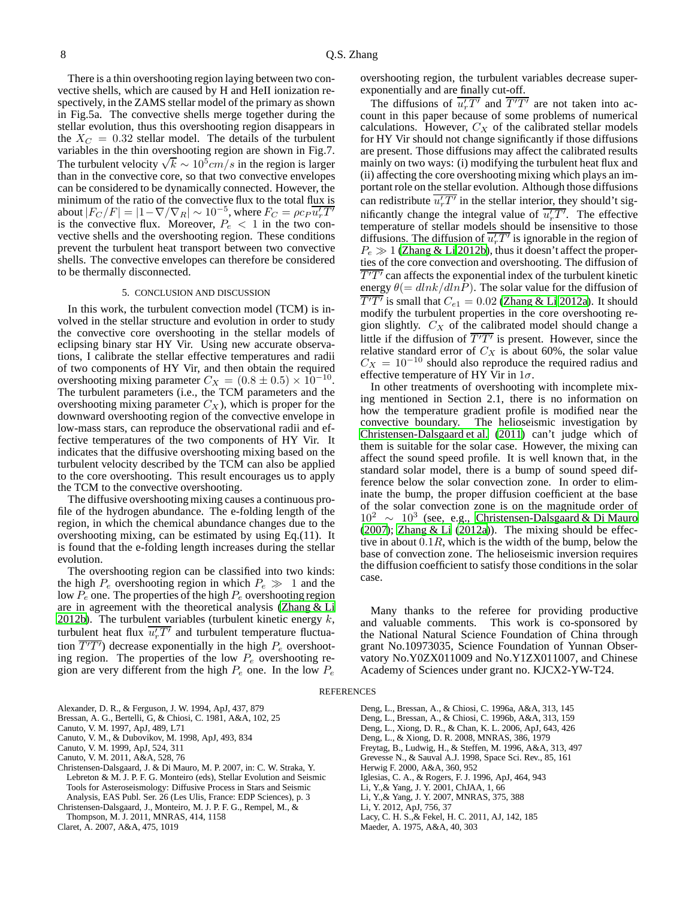There is a thin overshooting region laying between two convective shells, which are caused by H and HeII ionization respectively, in the ZAMS stellar model of the primary as shown in Fig.5a. The convective shells merge together during the stellar evolution, thus this overshooting region disappears in the $X_C = 0.32$ stellar model. The details of the turbulent variables in the thin overshooting region are shown in Fig.7. The turbulent velocity $\sqrt{k} \sim 10^5 cm/s$ in the region is larger than in the convective core, so that two convective envelopes can be considered to be dynamically connected. However, the minimum of the ratio of the convective flux to the total flux is about $|F_C/F| = |1-\nabla/\nabla_R| \sim 10^{-5}$, where $F_C = \rho c_P \overline{u_r' T'}$ is the convective flux. Moreover, $P_e < 1$ in the two convective shells and the overshooting region. These conditions prevent the turbulent heat transport between two convective shells. The convective envelopes can therefore be considered to be thermally disconnected.

## 5. CONCLUSION AND DISCUSSION

In this work, the turbulent convection model (TCM) is involved in the stellar structure and evolution in order to study the convective core overshooting in the stellar models of eclipsing binary star HY Vir. Using new accurate observations, I calibrate the stellar effective temperatures and radii of two components of HY Vir, and then obtain the required overshooting mixing parameter $C_X = (0.8 \pm 0.5) \times 10^{-10}$. The turbulent parameters (i.e., the TCM parameters and the overshooting mixing parameter $C_X$), which is proper for the downward overshooting region of the convective envelope in low-mass stars, can reproduce the observational radii and effective temperatures of the two components of HY Vir. It indicates that the diffusive overshooting mixing based on the turbulent velocity described by the TCM can also be applied to the core overshooting. This result encourages us to apply the TCM to the convective overshooting.

The diffusive overshooting mixing causes a continuous profile of the hydrogen abundance. The e-folding length of the region, in which the chemical abundance changes due to the overshooting mixing, can be estimated by using Eq.(11). It is found that the e-folding length increases during the stellar evolution.

The overshooting region can be classified into two kinds: the high $P_e$ overshooting region in which $P_e \gg 1$ and the low $P_e$ one. The properties of the high $P_e$ overshooting region are in agreement with the theoretical analysis (Zhang & Li 2012b). The turbulent variables (turbulent kinetic energy $k$, turbulent heat flux $\overline{u_r' T'}$ and turbulent temperature fluctuation $\overline{T'T'}$) decrease exponentially in the high $P_e$ overshooting region. The properties of the low $P_e$ overshooting region are very different from the high $P_e$ one. In the low $P_e$ overshooting region, the turbulent variables decrease super-exponentially and are finally cut-off.

The diffusions of $\overline{u_r' T'}$ and $\overline{T'T'}$ are not taken into account in this paper because of some problems of numerical calculations. However, $C_X$ of the calibrated stellar models for HY Vir should not change significantly if those diffusions are present. Those diffusions may affect the calibrated results mainly on two ways: (i) modifying the turbulent heat flux and (ii) affecting the core overshooting mixing which plays an important role on the stellar evolution. Although those diffusions can redistribute $\overline{u_r' T'}$ in the stellar interior, they should't significantly change the integral value of $\overline{u_r' T'}$. The effective temperature of stellar models should be insensitive to those diffusions. The diffusion of $\overline{u_r' T'}$ is ignorable in the region of $P_e \gg 1$ (Zhang & Li 2012b), thus it doesn't affect the properties of the core convection and overshooting. The diffusion of $\overline{T'T'}$ can affects the exponential index of the turbulent kinetic energy $\theta (= dlnk/dlnP)$. The solar value for the diffusion of $\overline{T'T'}$ is small that $C_{e1} = 0.02$ (Zhang & Li 2012a). It should modify the turbulent properties in the core overshooting region slightly. $C_X$ of the calibrated model should change a little if the diffusion of $\overline{T'T'}$ is present. However, since the relative standard error of $C_X$ is about 60%, the solar value $C_X = 10^{-10}$ should also reproduce the required radius and effective temperature of HY Vir in $1\sigma$.

In other treatments of overshooting with incomplete mixing mentioned in Section 2.1, there is no information on how the temperature gradient profile is modified near the convective boundary. The helioseismic investigation by Christensen-Dalsgaard et al. (2011) can't judge which of them is suitable for the solar case. However, the mixing can affect the sound speed profile. It is well known that, in the standard solar model, there is a bump of sound speed difference below the solar convection zone. In order to eliminate the bump, the proper diffusion coefficient at the base of the solar convection zone is on the magnitude order of $10^2 \sim 10^3$ (see, e.g., Christensen-Dalsgaard & Di Mauro (2007); Zhang & Li (2012a)). The mixing should be effective in about $0.1R$, which is the width of the bump, below the base of convection zone. The helioseismic inversion requires the diffusion coefficient to satisfy those conditions in the solar case.

Many thanks to the referee for providing productive and valuable comments. This work is co-sponsored by the National Natural Science Foundation of China through grant No.10973035, Science Foundation of Yunnan Observatory No.Y0ZX011009 and No.Y1ZX011007, and Chinese Academy of Sciences under grant no. KJCX2-YW-T24.

## REFERENCES

Alexander, D. R., & Ferguson, J. W. 1994, ApJ, 437, 879

Bressan, A. G., Bertelli, G, & Chiosi, C. 1981, A&A, 102, 25

Canuto, V. M. 1997, ApJ, 489, L71

Canuto, V. M., & Dubovikov, M. 1998, ApJ, 493, 834

Canuto, V. M. 1999, ApJ, 524, 311

Canuto, V. M. 2011, A&A, 528, 76

Christensen-Dalsgaard, J. & Di Mauro, M. P. 2007, in: C. W. Straka, Y. Lebreton & M. J. P. F. G. Monteiro (eds), Stellar Evolution and Seismic Tools for Asteroseismology: Diffusive Process in Stars and Seismic Analysis, EAS Publ. Ser. 26 (Les Ulis, France: EDP Sciences), p. 3

Christensen-Dalsgaard, J., Monteiro, M. J. P. F. G., Rempel, M., & Thompson, M. J. 2011, MNRAS, 414, 1158

Claret, A. 2007, A&A, 475, 1019

Deng, L., Bressan, A., & Chiosi, C. 1996a, A&A, 313, 145

Deng, L., Bressan, A., & Chiosi, C. 1996b, A&A, 313, 159

Deng, L., Xiong, D. R., & Chan, K. L. 2006, ApJ, 643, 426

Deng, L., & Xiong, D. R. 2008, MNRAS, 386, 1979

Freytag, B., Ludwig, H., & Steffen, M. 1996, A&A, 313, 497

Grevesse N., & Sauval A.J. 1998, Space Sci. Rev., 85, 161

Herwig F. 2000, A&A, 360, 952

Iglesias, C. A., & Rogers, F. J. 1996, ApJ, 464, 943

Li, Y.,& Yang, J. Y. 2001, ChJAA, 1, 66

Li, Y.,& Yang, J. Y. 2007, MNRAS, 375, 388

Li, Y. 2012, ApJ, 756, 37

Lacy, C. H. S.,& Fekel, H. C. 2011, AJ, 142, 185

Maeder, A. 1975, A&A, 40, 303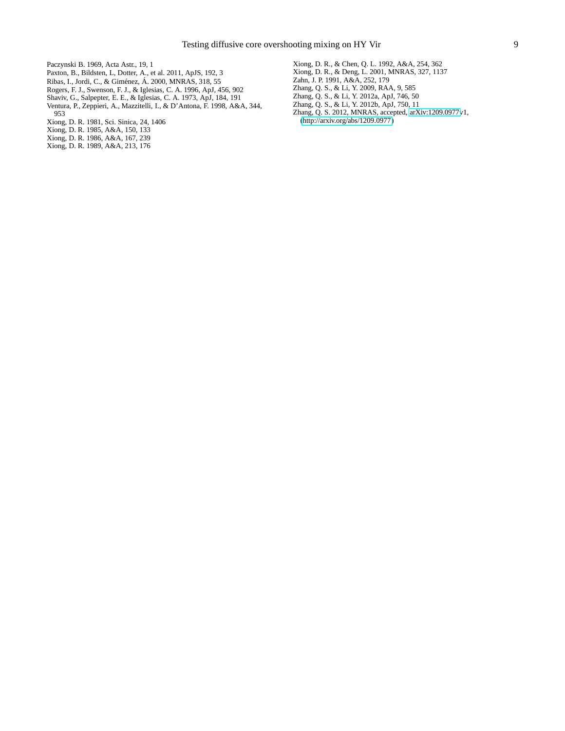Paczynski B. 1969, Acta Astr., 19, 1

Paxton, B., Bildsten, L, Dotter, A., et al. 2011, ApJS, 192, 3

Ribas, I., Jordi, C., & Giménez, Á. 2000, MNRAS, 318, 55

Rogers, F. J., Swenson, F. J., & Iglesias, C. A. 1996, ApJ, 456, 902

Shaviv, G., Salpepter, E. E., & Iglesias, C. A. 1973, ApJ, 184, 191

Ventura, P., Zeppieri, A., Mazzitelli, I., & D'Antona, F. 1998, A&A, 344, 953

Xiong, D. R. 1981, Sci. Sinica, 24, 1406

Xiong, D. R. 1985, A&A, 150, 133

Xiong, D. R. 1986, A&A, 167, 239

Xiong, D. R. 1989, A&A, 213, 176

Xiong, D. R., & Chen, Q. L. 1992, A&A, 254, 362

Xiong, D. R., & Deng, L. 2001, MNRAS, 327, 1137

Zahn, J. P. 1991, A&A, 252, 179

Zhang, Q. S., & Li, Y. 2009, RAA, 9, 585

Zhang, Q. S., & Li, Y. 2012a, ApJ, 746, 50

Zhang, Q. S., & Li, Y. 2012b, ApJ, 750, 11

Zhang, Q. S. 2012, MNRAS, accepted, arXiv:1209.0977v1, (http://arxiv.org/abs/1209.0977)